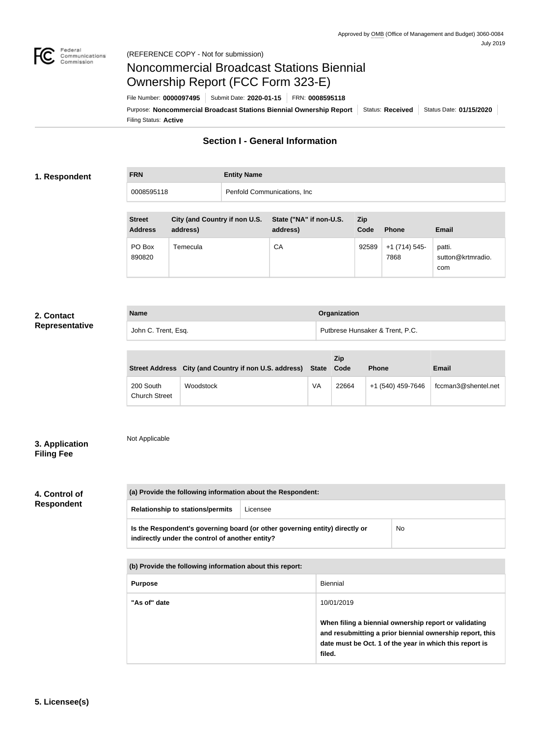Approved by OMB (Office of Management and Budget) 3060-0084
July 2019

(REFERENCE COPY - Not for submission)

# Noncommercial Broadcast Stations Biennial Ownership Report (FCC Form 323-E)

File Number: **0000097495** | Submit Date: **2020-01-15** | FRN: **0008595118**

Purpose: **Noncommercial Broadcast Stations Biennial Ownership Report** | Status: **Received** | Status Date: **01/15/2020**

Filing Status: **Active**

## Section I - General Information

### 1. Respondent

| FRN | Entity Name |
|---|---|
| 0008595118 | Penfold Communications, Inc |

| Street Address | City (and Country if non U.S. address) | State ("NA" if non-U.S. address) | Zip Code | Phone | Email |
|---|---|---|---|---|---|
| PO Box 890820 | Temecula | CA | 92589 | +1 (714) 545-7868 | patti.sutton@krtmradio.com |

### 2. Contact Representative

| Name | Organization |
|---|---|
| John C. Trent, Esq. | Putbrese Hunsaker & Trent, P.C. |

| Street Address | City (and Country if non U.S. address) | State | Zip Code | Phone | Email |
|---|---|---|---|---|---|
| 200 South Church Street | Woodstock | VA | 22664 | +1 (540) 459-7646 | fccman3@shentel.net |

### 3. Application Filing Fee

Not Applicable

### 4. Control of Respondent

| (a) Provide the following information about the Respondent: | |
|---|---|
| Relationship to stations/permits | Licensee |
| Is the Respondent's governing board (or other governing entity) directly or indirectly under the control of another entity? | No |

| (b) Provide the following information about this report: | |
|---|---|
| Purpose | Biennial |
| "As of" date | 10/01/2019<br><br>**When filing a biennial ownership report or validating and resubmitting a prior biennial ownership report, this date must be Oct. 1 of the year in which this report is filed.** |

### 5. Licensee(s)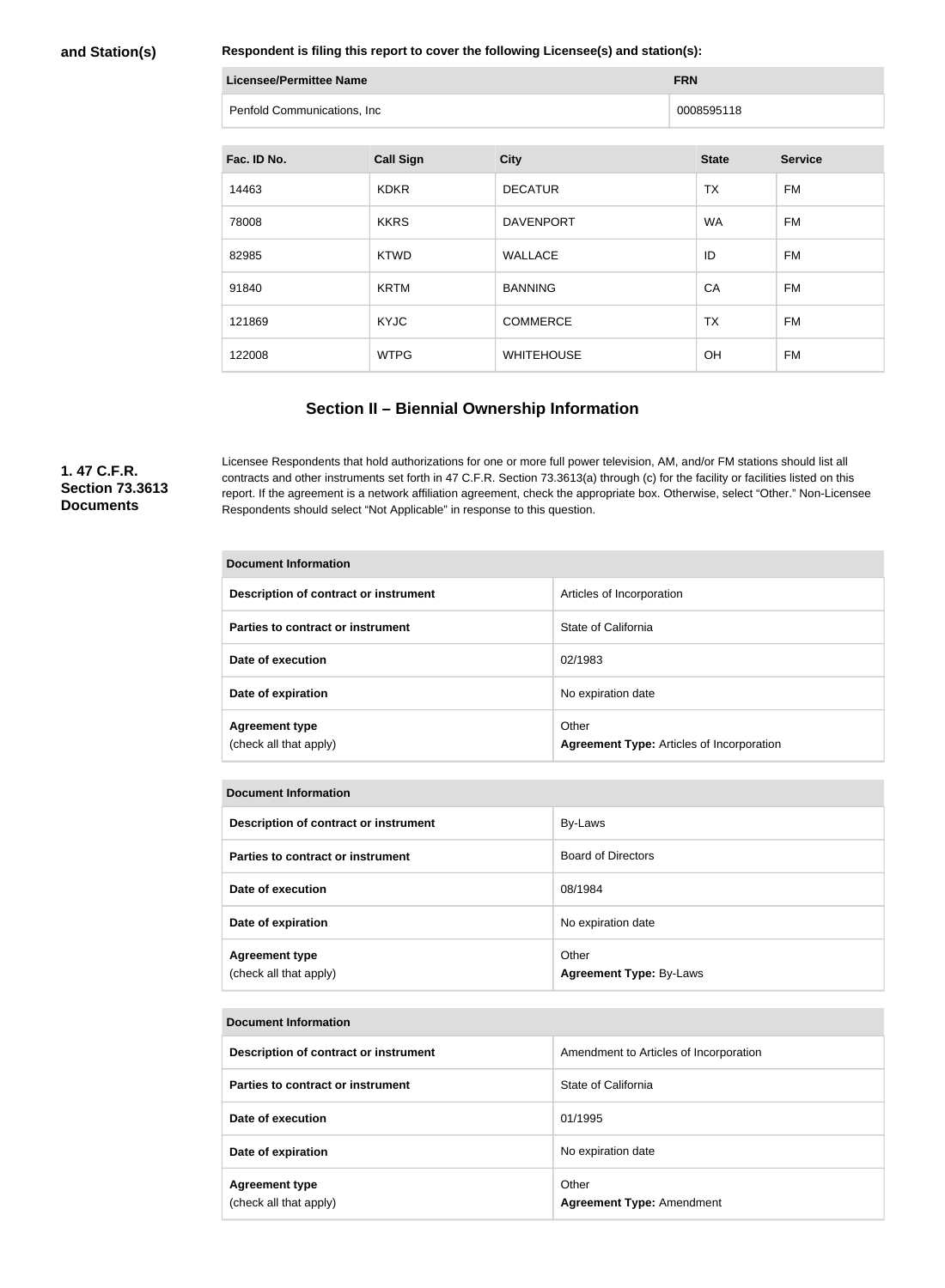**and Station(s)**

**Respondent is filing this report to cover the following Licensee(s) and station(s):**

| Licensee/Permittee Name | FRN |
| --- | --- |
| Penfold Communications, Inc | 0008595118 |

| Fac. ID No. | Call Sign | City | State | Service |
| --- | --- | --- | --- | --- |
| 14463 | KDKR | DECATUR | TX | FM |
| 78008 | KKRS | DAVENPORT | WA | FM |
| 82985 | KTWD | WALLACE | ID | FM |
| 91840 | KRTM | BANNING | CA | FM |
| 121869 | KYJC | COMMERCE | TX | FM |
| 122008 | WTPG | WHITEHOUSE | OH | FM |

## Section II – Biennial Ownership Information

**1. 47 C.F.R. Section 73.3613 Documents**

Licensee Respondents that hold authorizations for one or more full power television, AM, and/or FM stations should list all contracts and other instruments set forth in 47 C.F.R. Section 73.3613(a) through (c) for the facility or facilities listed on this report. If the agreement is a network affiliation agreement, check the appropriate box. Otherwise, select "Other." Non-Licensee Respondents should select "Not Applicable" in response to this question.

| Document Information | |
| --- | --- |
| **Description of contract or instrument** | Articles of Incorporation |
| **Parties to contract or instrument** | State of California |
| **Date of execution** | 02/1983 |
| **Date of expiration** | No expiration date |
| **Agreement type** (check all that apply) | Other **Agreement Type:** Articles of Incorporation |

| Document Information | |
| --- | --- |
| **Description of contract or instrument** | By-Laws |
| **Parties to contract or instrument** | Board of Directors |
| **Date of execution** | 08/1984 |
| **Date of expiration** | No expiration date |
| **Agreement type** (check all that apply) | Other **Agreement Type:** By-Laws |

| Document Information | |
| --- | --- |
| **Description of contract or instrument** | Amendment to Articles of Incorporation |
| **Parties to contract or instrument** | State of California |
| **Date of execution** | 01/1995 |
| **Date of expiration** | No expiration date |
| **Agreement type** (check all that apply) | Other **Agreement Type:** Amendment |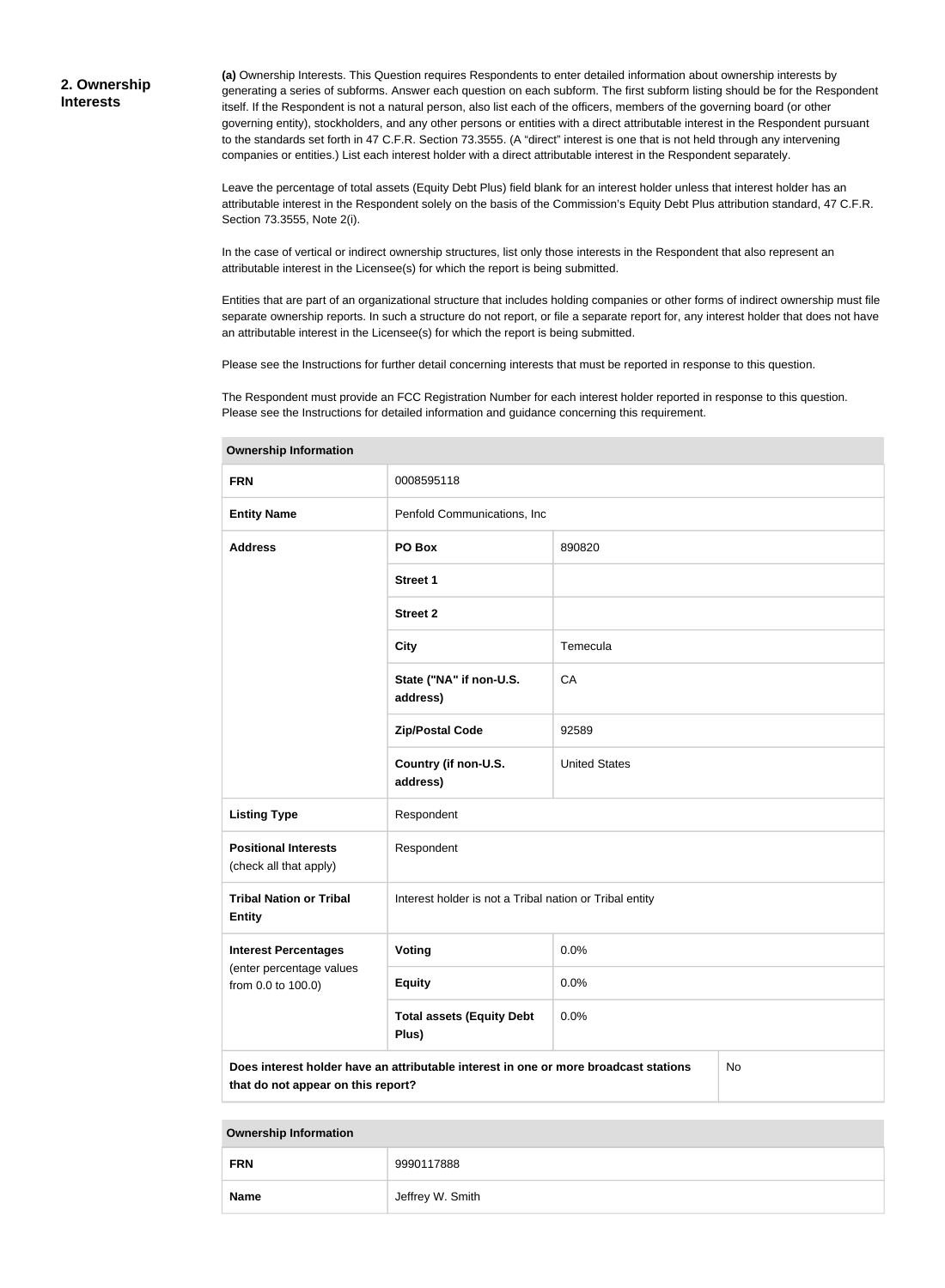## 2. Ownership Interests

**(a)** Ownership Interests. This Question requires Respondents to enter detailed information about ownership interests by generating a series of subforms. Answer each question on each subform. The first subform listing should be for the Respondent itself. If the Respondent is not a natural person, also list each of the officers, members of the governing board (or other governing entity), stockholders, and any other persons or entities with a direct attributable interest in the Respondent pursuant to the standards set forth in 47 C.F.R. Section 73.3555. (A "direct" interest is one that is not held through any intervening companies or entities.) List each interest holder with a direct attributable interest in the Respondent separately.

Leave the percentage of total assets (Equity Debt Plus) field blank for an interest holder unless that interest holder has an attributable interest in the Respondent solely on the basis of the Commission's Equity Debt Plus attribution standard, 47 C.F.R. Section 73.3555, Note 2(i).

In the case of vertical or indirect ownership structures, list only those interests in the Respondent that also represent an attributable interest in the Licensee(s) for which the report is being submitted.

Entities that are part of an organizational structure that includes holding companies or other forms of indirect ownership must file separate ownership reports. In such a structure do not report, or file a separate report for, any interest holder that does not have an attributable interest in the Licensee(s) for which the report is being submitted.

Please see the Instructions for further detail concerning interests that must be reported in response to this question.

The Respondent must provide an FCC Registration Number for each interest holder reported in response to this question. Please see the Instructions for detailed information and guidance concerning this requirement.

| Ownership Information | | |
|---|---|---|
| **FRN** | 0008595118 | |
| **Entity Name** | Penfold Communications, Inc | |
| **Address** | **PO Box** | 890820 |
| | **Street 1** | |
| | **Street 2** | |
| | **City** | Temecula |
| | **State ("NA" if non-U.S. address)** | CA |
| | **Zip/Postal Code** | 92589 |
| | **Country (if non-U.S. address)** | United States |
| **Listing Type** | Respondent | |
| **Positional Interests** (check all that apply) | Respondent | |
| **Tribal Nation or Tribal Entity** | Interest holder is not a Tribal nation or Tribal entity | |
| **Interest Percentages** (enter percentage values from 0.0 to 100.0) | **Voting** | 0.0% |
| | **Equity** | 0.0% |
| | **Total assets (Equity Debt Plus)** | 0.0% |
| **Does interest holder have an attributable interest in one or more broadcast stations that do not appear on this report?** | | No |

| Ownership Information | |
|---|---|
| **FRN** | 9990117888 |
| **Name** | Jeffrey W. Smith |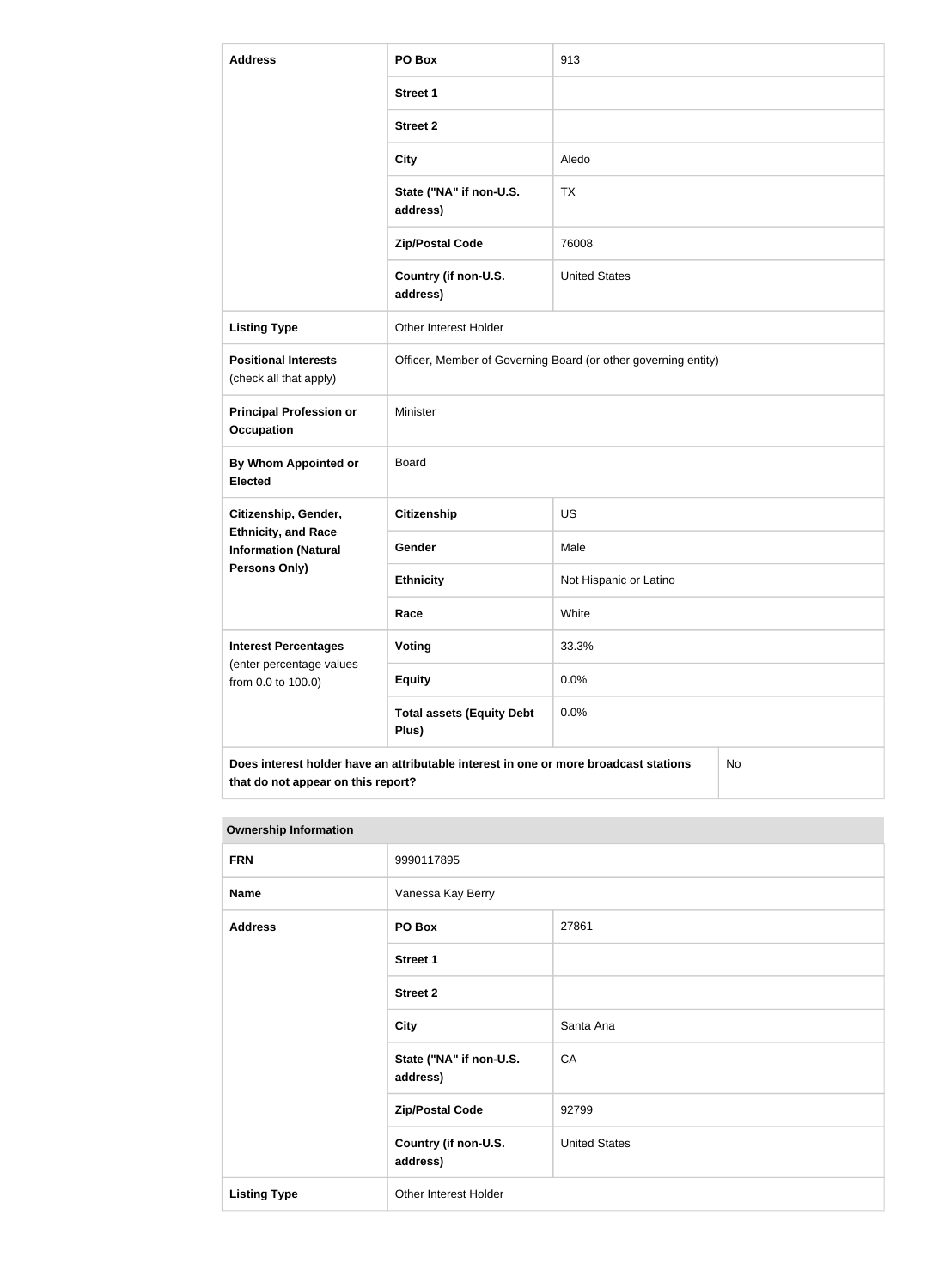| Address | PO Box | 913 |
|---|---|---|
| | Street 1 | |
| | Street 2 | |
| | City | Aledo |
| | State ("NA" if non-U.S. address) | TX |
| | Zip/Postal Code | 76008 |
| | Country (if non-U.S. address) | United States |
| Listing Type | Other Interest Holder | |
| Positional Interests (check all that apply) | Officer, Member of Governing Board (or other governing entity) | |
| Principal Profession or Occupation | Minister | |
| By Whom Appointed or Elected | Board | |
| Citizenship, Gender, Ethnicity, and Race Information (Natural Persons Only) | Citizenship | US |
| | Gender | Male |
| | Ethnicity | Not Hispanic or Latino |
| | Race | White |
| Interest Percentages (enter percentage values from 0.0 to 100.0) | Voting | 33.3% |
| | Equity | 0.0% |
| | Total assets (Equity Debt Plus) | 0.0% |
| Does interest holder have an attributable interest in one or more broadcast stations that do not appear on this report? | | No |

| Ownership Information | | |
|---|---|---|
| FRN | 9990117895 | |
| Name | Vanessa Kay Berry | |
| Address | PO Box | 27861 |
| | Street 1 | |
| | Street 2 | |
| | City | Santa Ana |
| | State ("NA" if non-U.S. address) | CA |
| | Zip/Postal Code | 92799 |
| | Country (if non-U.S. address) | United States |
| Listing Type | Other Interest Holder | |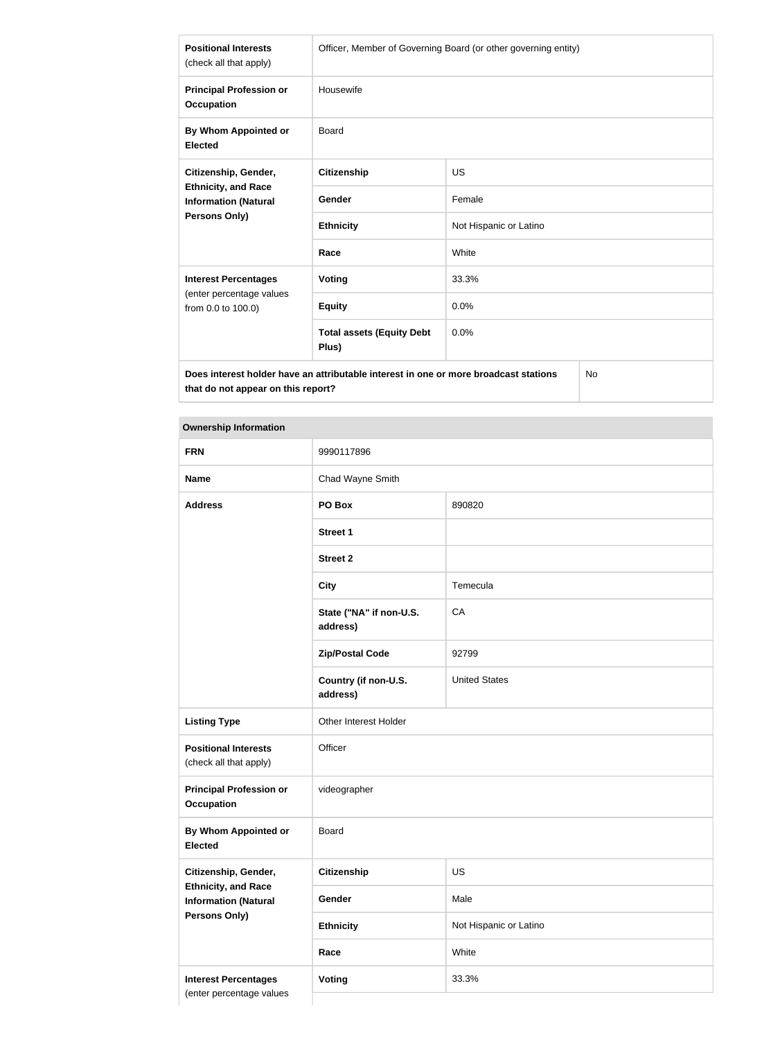| | | |
|---|---|---|
| **Positional Interests** (check all that apply) | Officer, Member of Governing Board (or other governing entity) | |
| **Principal Profession or Occupation** | Housewife | |
| **By Whom Appointed or Elected** | Board | |
| **Citizenship, Gender, Ethnicity, and Race Information (Natural Persons Only)** | **Citizenship** | US |
| | **Gender** | Female |
| | **Ethnicity** | Not Hispanic or Latino |
| | **Race** | White |
| **Interest Percentages** (enter percentage values from 0.0 to 100.0) | **Voting** | 33.3% |
| | **Equity** | 0.0% |
| | **Total assets (Equity Debt Plus)** | 0.0% |
| **Does interest holder have an attributable interest in one or more broadcast stations that do not appear on this report?** | | No |

| **Ownership Information** | | |
|---|---|---|
| **FRN** | 9990117896 | |
| **Name** | Chad Wayne Smith | |
| **Address** | **PO Box** | 890820 |
| | **Street 1** | |
| | **Street 2** | |
| | **City** | Temecula |
| | **State ("NA" if non-U.S. address)** | CA |
| | **Zip/Postal Code** | 92799 |
| | **Country (if non-U.S. address)** | United States |
| **Listing Type** | Other Interest Holder | |
| **Positional Interests** (check all that apply) | Officer | |
| **Principal Profession or Occupation** | videographer | |
| **By Whom Appointed or Elected** | Board | |
| **Citizenship, Gender, Ethnicity, and Race Information (Natural Persons Only)** | **Citizenship** | US |
| | **Gender** | Male |
| | **Ethnicity** | Not Hispanic or Latino |
| | **Race** | White |
| **Interest Percentages** (enter percentage values | **Voting** | 33.3% |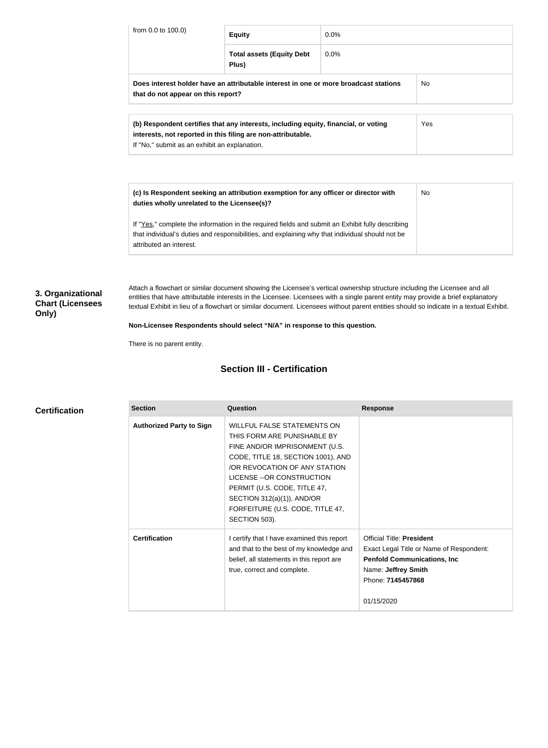| | | |
|---|---|---|
| from 0.0 to 100.0) | **Equity** | 0.0% |
| | **Total assets (Equity Debt Plus)** | 0.0% |

| | |
|---|---|
| **Does interest holder have an attributable interest in one or more broadcast stations that do not appear on this report?** | No |

| | |
|---|---|
| **(b) Respondent certifies that any interests, including equity, financial, or voting interests, not reported in this filing are non-attributable.** If "No," submit as an exhibit an explanation. | Yes |

| | |
|---|---|
| **(c) Is Respondent seeking an attribution exemption for any officer or director with duties wholly unrelated to the Licensee(s)?** If "Yes," complete the information in the required fields and submit an Exhibit fully describing that individual's duties and responsibilities, and explaining why that individual should not be attributed an interest. | No |

### 3. Organizational Chart (Licensees Only)

Attach a flowchart or similar document showing the Licensee's vertical ownership structure including the Licensee and all entities that have attributable interests in the Licensee. Licensees with a single parent entity may provide a brief explanatory textual Exhibit in lieu of a flowchart or similar document. Licensees without parent entities should so indicate in a textual Exhibit.

**Non-Licensee Respondents should select "N/A" in response to this question.**

There is no parent entity.

## Section III - Certification

### Certification

| Section | Question | Response |
|---|---|---|
| **Authorized Party to Sign** | WILLFUL FALSE STATEMENTS ON THIS FORM ARE PUNISHABLE BY FINE AND/OR IMPRISONMENT (U.S. CODE, TITLE 18, SECTION 1001), AND /OR REVOCATION OF ANY STATION LICENSE --OR CONSTRUCTION PERMIT (U.S. CODE, TITLE 47, SECTION 312(a)(1)), AND/OR FORFEITURE (U.S. CODE, TITLE 47, SECTION 503). | |
| **Certification** | I certify that I have examined this report and that to the best of my knowledge and belief, all statements in this report are true, correct and complete. | Official Title: **President**<br>Exact Legal Title or Name of Respondent: **Penfold Communications, Inc**<br>Name: **Jeffrey Smith**<br>Phone: **7145457868**<br><br>01/15/2020 |